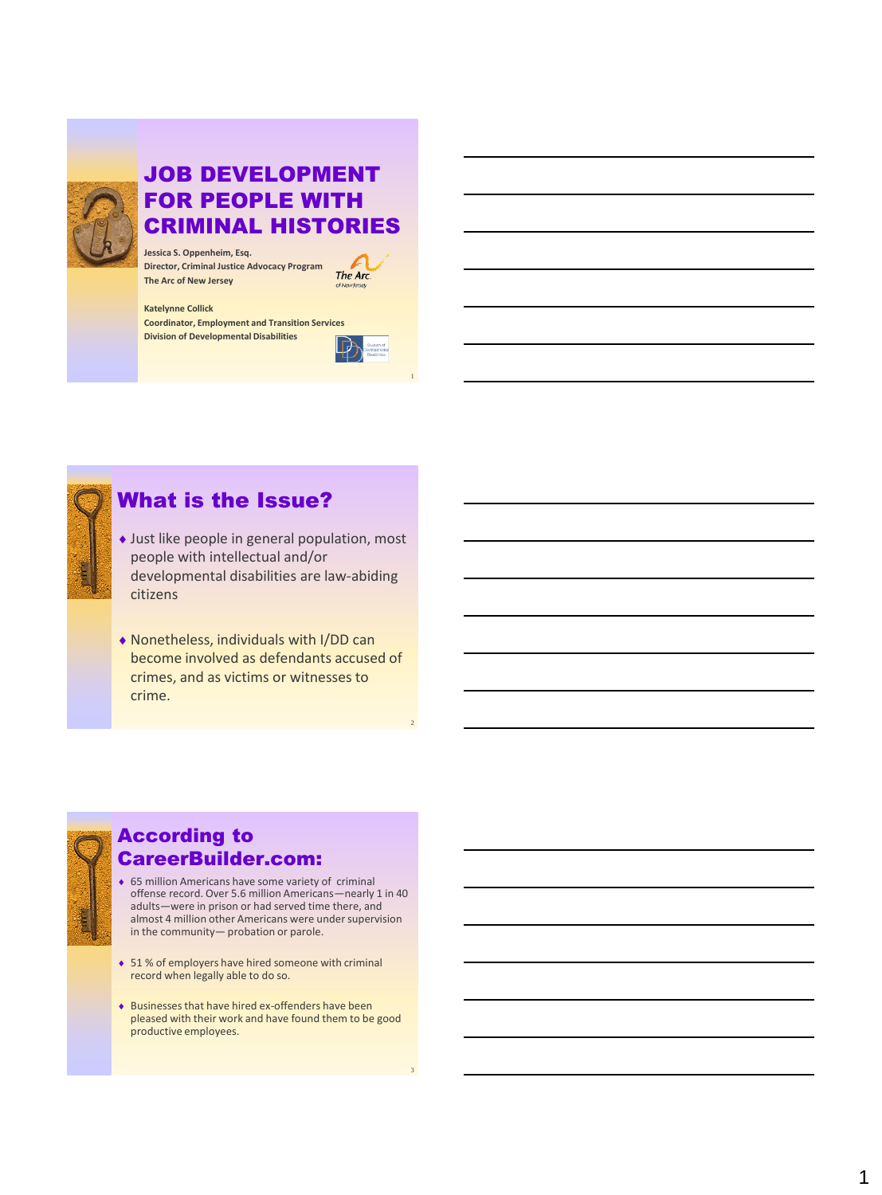# JOB DEVELOPMENT FOR PEOPLE WITH CRIMINAL HISTORIES

**Jessica S. Oppenheim, Esq.**
**Director, Criminal Justice Advocacy Program**
**The Arc of New Jersey**

**Katelynne Collick**
**Coordinator, Employment and Transition Services**
**Division of Developmental Disabilities**

## What is the Issue?

- Just like people in general population, most people with intellectual and/or developmental disabilities are law-abiding citizens
- Nonetheless, individuals with I/DD can become involved as defendants accused of crimes, and as victims or witnesses to crime.

## According to CareerBuilder.com:

- 65 million Americans have some variety of criminal offense record. Over 5.6 million Americans—nearly 1 in 40 adults—were in prison or had served time there, and almost 4 million other Americans were under supervision in the community— probation or parole.
- 51 % of employers have hired someone with criminal record when legally able to do so.
- Businesses that have hired ex-offenders have been pleased with their work and have found them to be good productive employees.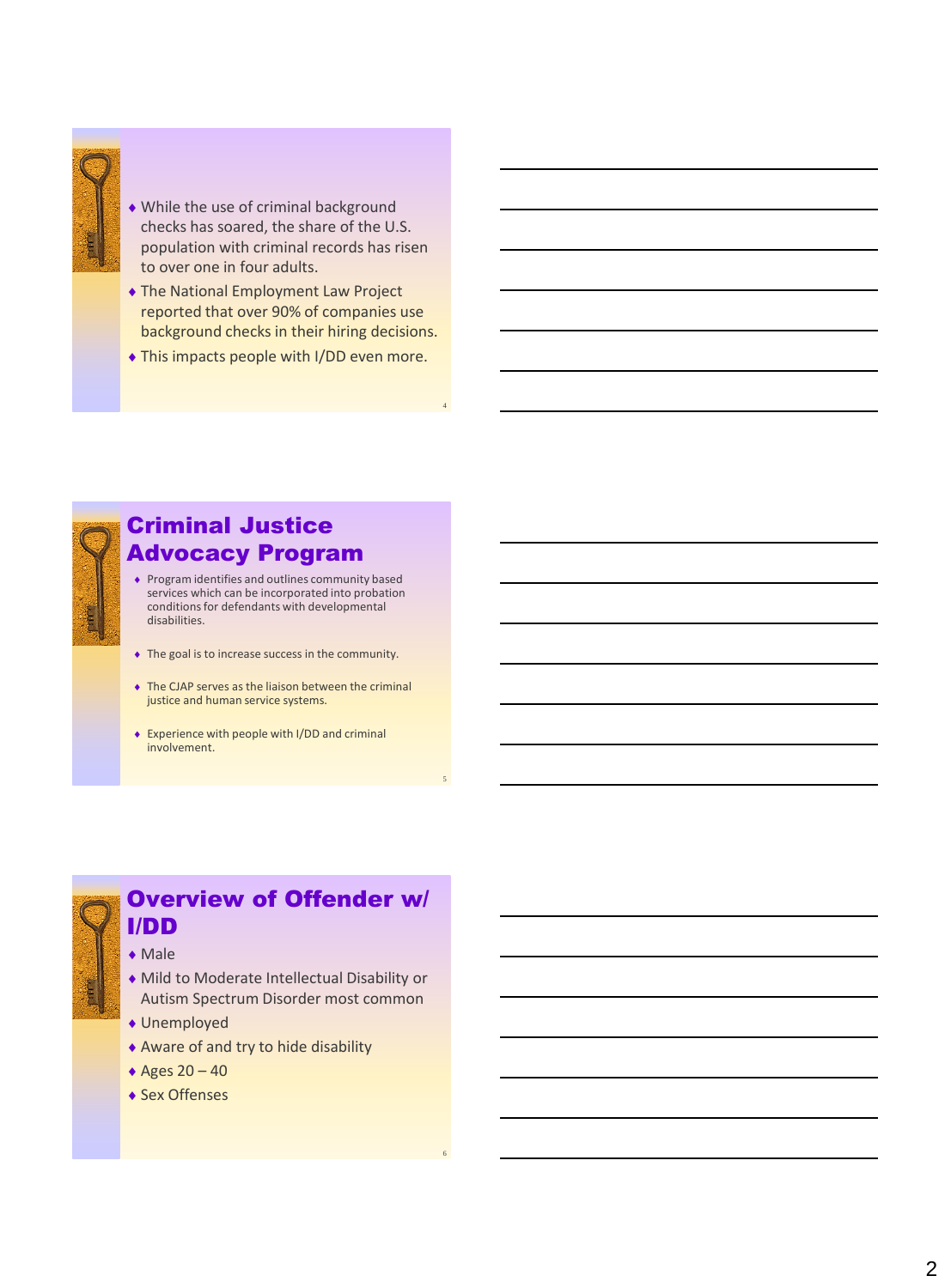- While the use of criminal background checks has soared, the share of the U.S. population with criminal records has risen to over one in four adults.
- The National Employment Law Project reported that over 90% of companies use background checks in their hiring decisions.
- This impacts people with I/DD even more.

## Criminal Justice Advocacy Program

- Program identifies and outlines community based services which can be incorporated into probation conditions for defendants with developmental disabilities.
- The goal is to increase success in the community.
- The CJAP serves as the liaison between the criminal justice and human service systems.
- Experience with people with I/DD and criminal involvement.

## Overview of Offender w/ I/DD

- Male
- Mild to Moderate Intellectual Disability or Autism Spectrum Disorder most common
- Unemployed
- Aware of and try to hide disability
- Ages 20 – 40
- Sex Offenses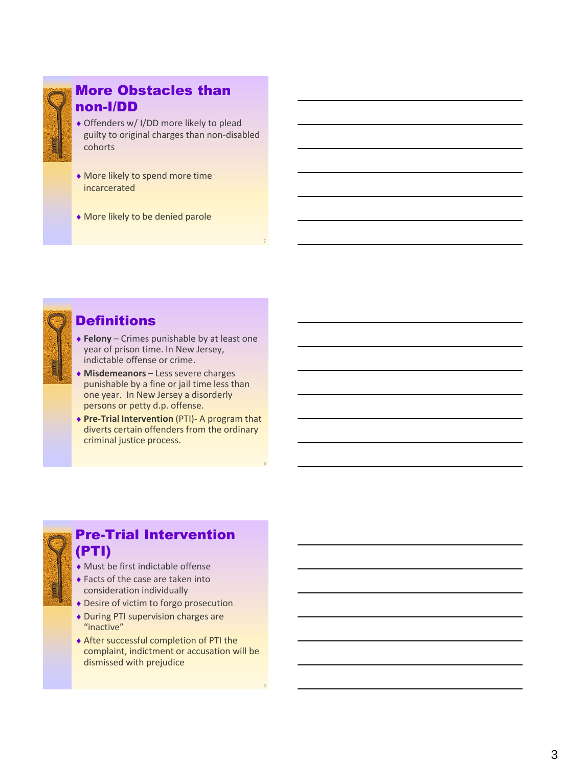## More Obstacles than non-I/DD

- Offenders w/ I/DD more likely to plead guilty to original charges than non-disabled cohorts
- More likely to spend more time incarcerated
- More likely to be denied parole

## Definitions

- **Felony** – Crimes punishable by at least one year of prison time. In New Jersey, indictable offense or crime.
- **Misdemeanors** – Less severe charges punishable by a fine or jail time less than one year. In New Jersey a disorderly persons or petty d.p. offense.
- **Pre-Trial Intervention** (PTI)- A program that diverts certain offenders from the ordinary criminal justice process.

## Pre-Trial Intervention (PTI)

- Must be first indictable offense
- Facts of the case are taken into consideration individually
- Desire of victim to forgo prosecution
- During PTI supervision charges are "inactive"
- After successful completion of PTI the complaint, indictment or accusation will be dismissed with prejudice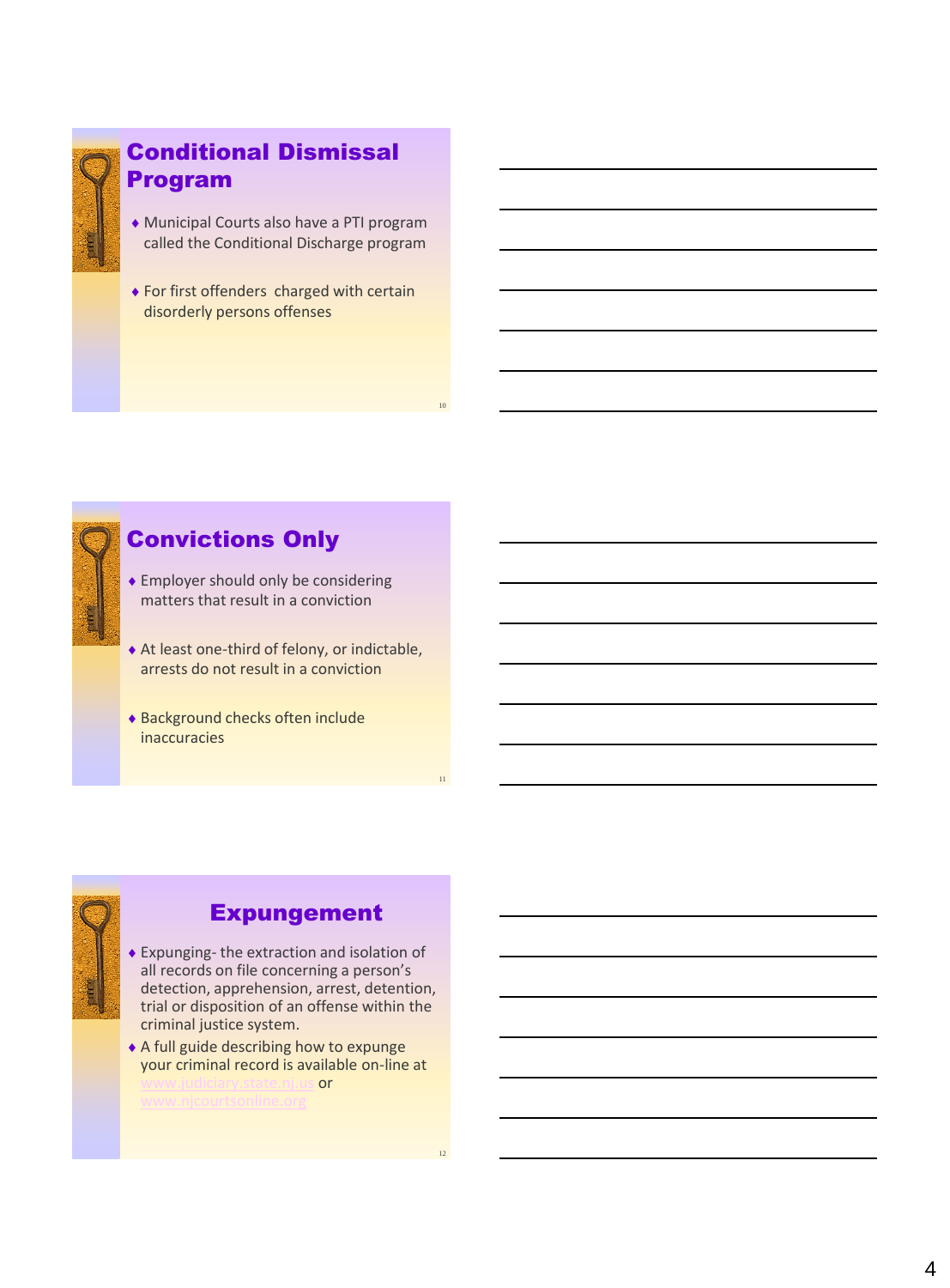## Conditional Dismissal Program

- Municipal Courts also have a PTI program called the Conditional Discharge program
- For first offenders charged with certain disorderly persons offenses

## Convictions Only

- Employer should only be considering matters that result in a conviction
- At least one-third of felony, or indictable, arrests do not result in a conviction
- Background checks often include inaccuracies

## Expungement

- Expunging- the extraction and isolation of all records on file concerning a person's detection, apprehension, arrest, detention, trial or disposition of an offense within the criminal justice system.
- A full guide describing how to expunge your criminal record is available on-line at www.judiciary.state.nj.us or www.njcourtsonline.org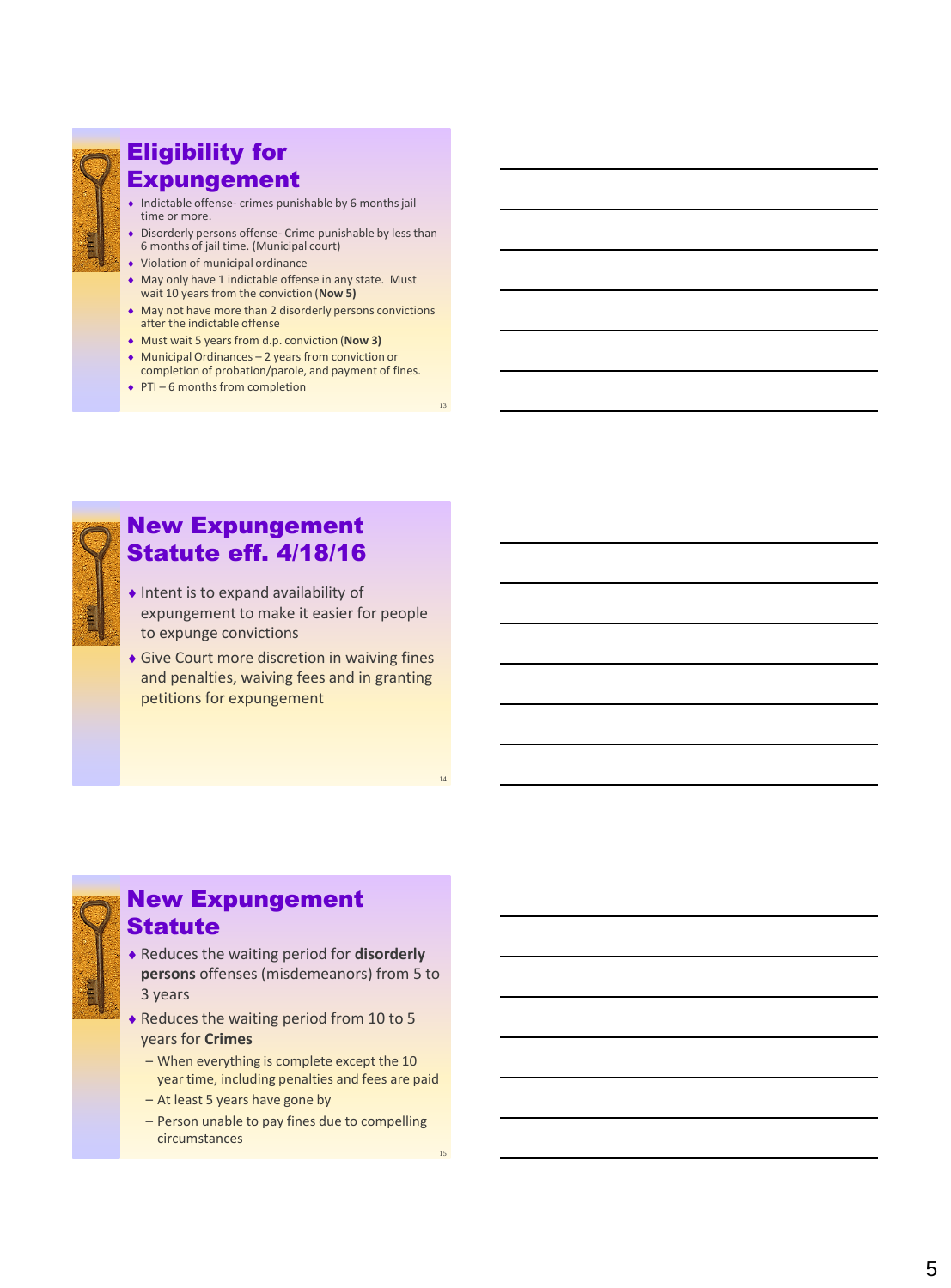## Eligibility for Expungement

- Indictable offense- crimes punishable by 6 months jail time or more.
- Disorderly persons offense- Crime punishable by less than 6 months of jail time. (Municipal court)
- Violation of municipal ordinance
- May only have 1 indictable offense in any state. Must wait 10 years from the conviction (**Now 5)**
- May not have more than 2 disorderly persons convictions after the indictable offense
- Must wait 5 years from d.p. conviction (**Now 3)**
- Municipal Ordinances – 2 years from conviction or completion of probation/parole, and payment of fines.
- PTI – 6 months from completion

## New Expungement Statute eff. 4/18/16

- Intent is to expand availability of expungement to make it easier for people to expunge convictions
- Give Court more discretion in waiving fines and penalties, waiving fees and in granting petitions for expungement

## New Expungement Statute

- Reduces the waiting period for **disorderly persons** offenses (misdemeanors) from 5 to 3 years
- Reduces the waiting period from 10 to 5 years for **Crimes**
  - When everything is complete except the 10 year time, including penalties and fees are paid
  - At least 5 years have gone by
  - Person unable to pay fines due to compelling circumstances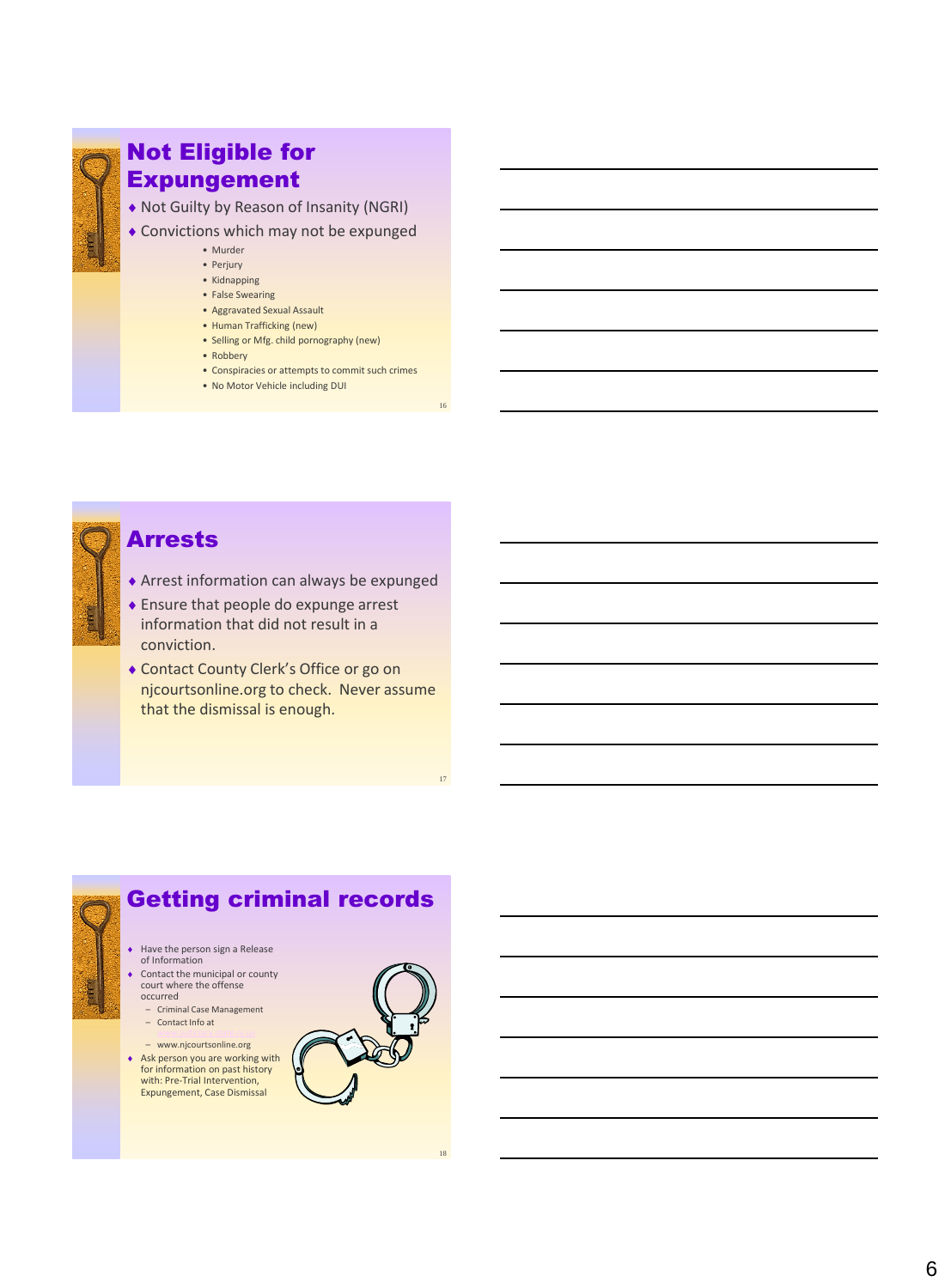## Not Eligible for Expungement

- Not Guilty by Reason of Insanity (NGRI)
- Convictions which may not be expunged
  - Murder
  - Perjury
  - Kidnapping
  - False Swearing
  - Aggravated Sexual Assault
  - Human Trafficking (new)
  - Selling or Mfg. child pornography (new)
  - Robbery
  - Conspiracies or attempts to commit such crimes
  - No Motor Vehicle including DUI

## Arrests

- Arrest information can always be expunged
- Ensure that people do expunge arrest information that did not result in a conviction.
- Contact County Clerk's Office or go on njcourtsonline.org to check. Never assume that the dismissal is enough.

## Getting criminal records

- Have the person sign a Release of Information
- Contact the municipal or county court where the offense occurred
  - Criminal Case Management
  - Contact Info at
  - www.njcourtsonline.org
- Ask person you are working with for information on past history with: Pre-Trial Intervention, Expungement, Case Dismissal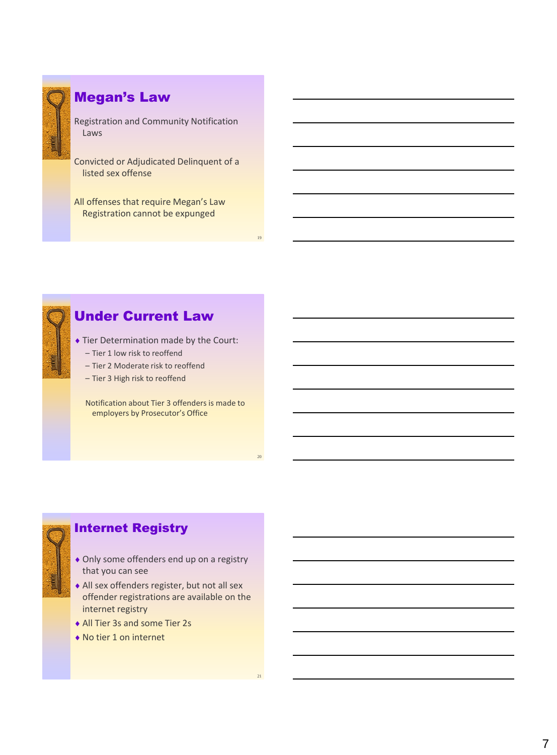## Megan's Law

Registration and Community Notification Laws

Convicted or Adjudicated Delinquent of a listed sex offense

All offenses that require Megan's Law Registration cannot be expunged

## Under Current Law

- Tier Determination made by the Court:
  - Tier 1 low risk to reoffend
  - Tier 2 Moderate risk to reoffend
  - Tier 3 High risk to reoffend

Notification about Tier 3 offenders is made to employers by Prosecutor's Office

## Internet Registry

- Only some offenders end up on a registry that you can see
- All sex offenders register, but not all sex offender registrations are available on the internet registry
- All Tier 3s and some Tier 2s
- No tier 1 on internet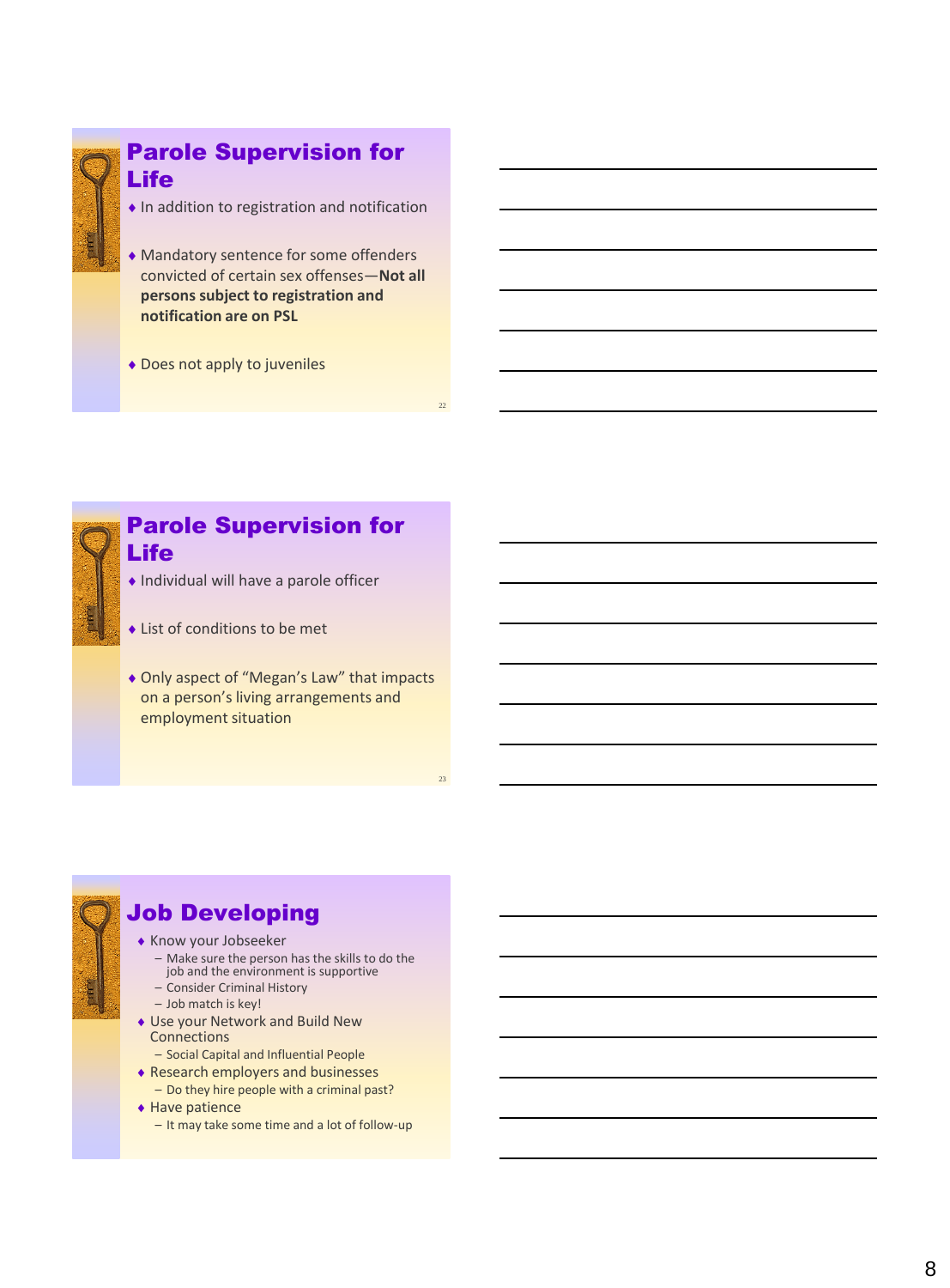## Parole Supervision for Life

- In addition to registration and notification
- Mandatory sentence for some offenders convicted of certain sex offenses—**Not all persons subject to registration and notification are on PSL**
- Does not apply to juveniles

## Parole Supervision for Life

- Individual will have a parole officer
- List of conditions to be met
- Only aspect of "Megan's Law" that impacts on a person's living arrangements and employment situation

## Job Developing

- Know your Jobseeker
  - Make sure the person has the skills to do the job and the environment is supportive
  - Consider Criminal History
  - Job match is key!
- Use your Network and Build New Connections
  - Social Capital and Influential People
- Research employers and businesses
  - Do they hire people with a criminal past?
- Have patience
  - It may take some time and a lot of follow-up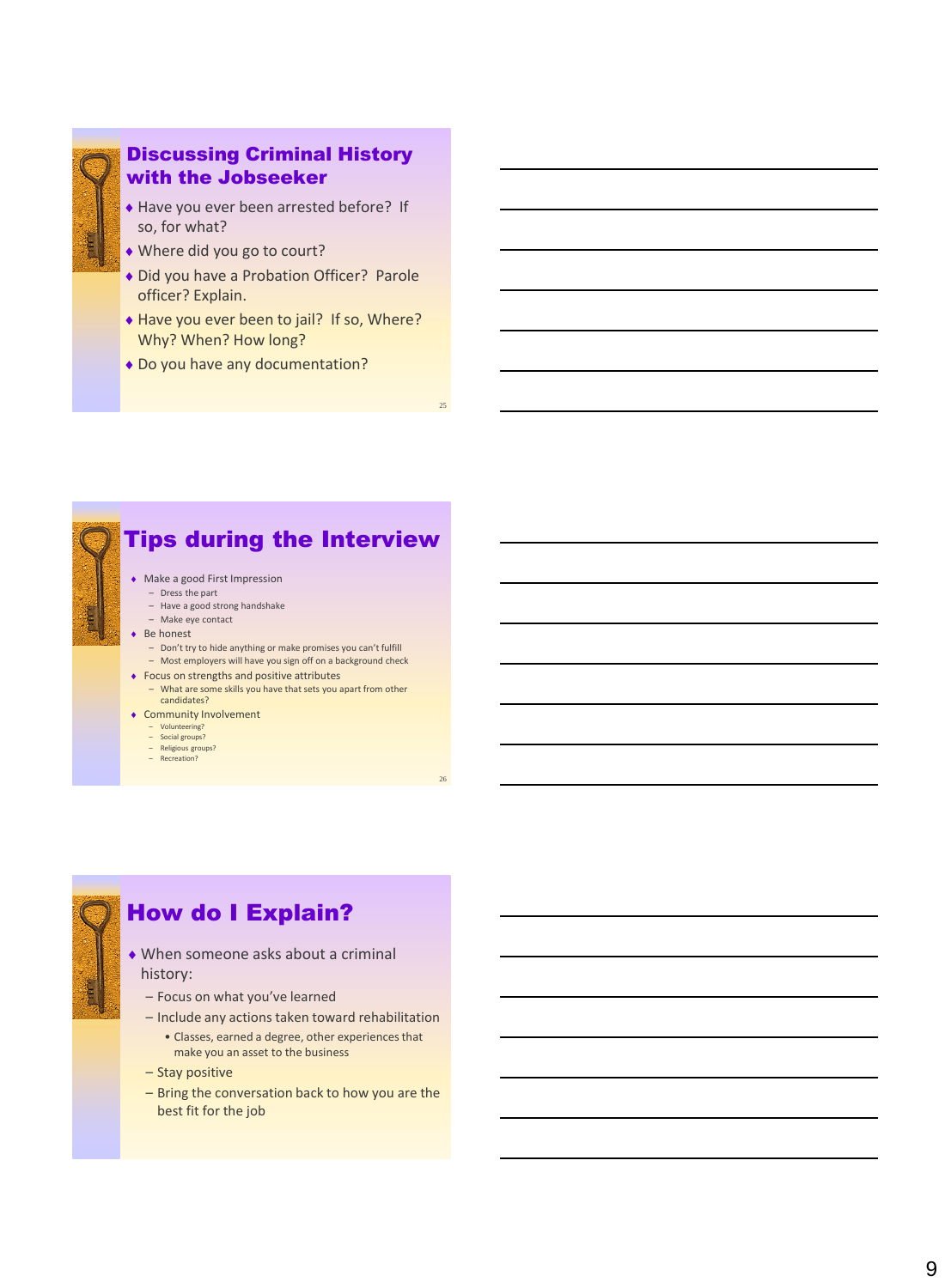## Discussing Criminal History with the Jobseeker

- Have you ever been arrested before? If so, for what?
- Where did you go to court?
- Did you have a Probation Officer? Parole officer? Explain.
- Have you ever been to jail? If so, Where? Why? When? How long?
- Do you have any documentation?

## Tips during the Interview

- Make a good First Impression
  - Dress the part
  - Have a good strong handshake
  - Make eye contact
- Be honest
  - Don't try to hide anything or make promises you can't fulfill
  - Most employers will have you sign off on a background check
- Focus on strengths and positive attributes
  - What are some skills you have that sets you apart from other candidates?
- Community Involvement
  - Volunteering?
  - Social groups?
  - Religious groups?
  - Recreation?

## How do I Explain?

- When someone asks about a criminal history:
  - Focus on what you've learned
  - Include any actions taken toward rehabilitation
    - Classes, earned a degree, other experiences that make you an asset to the business
  - Stay positive
  - Bring the conversation back to how you are the best fit for the job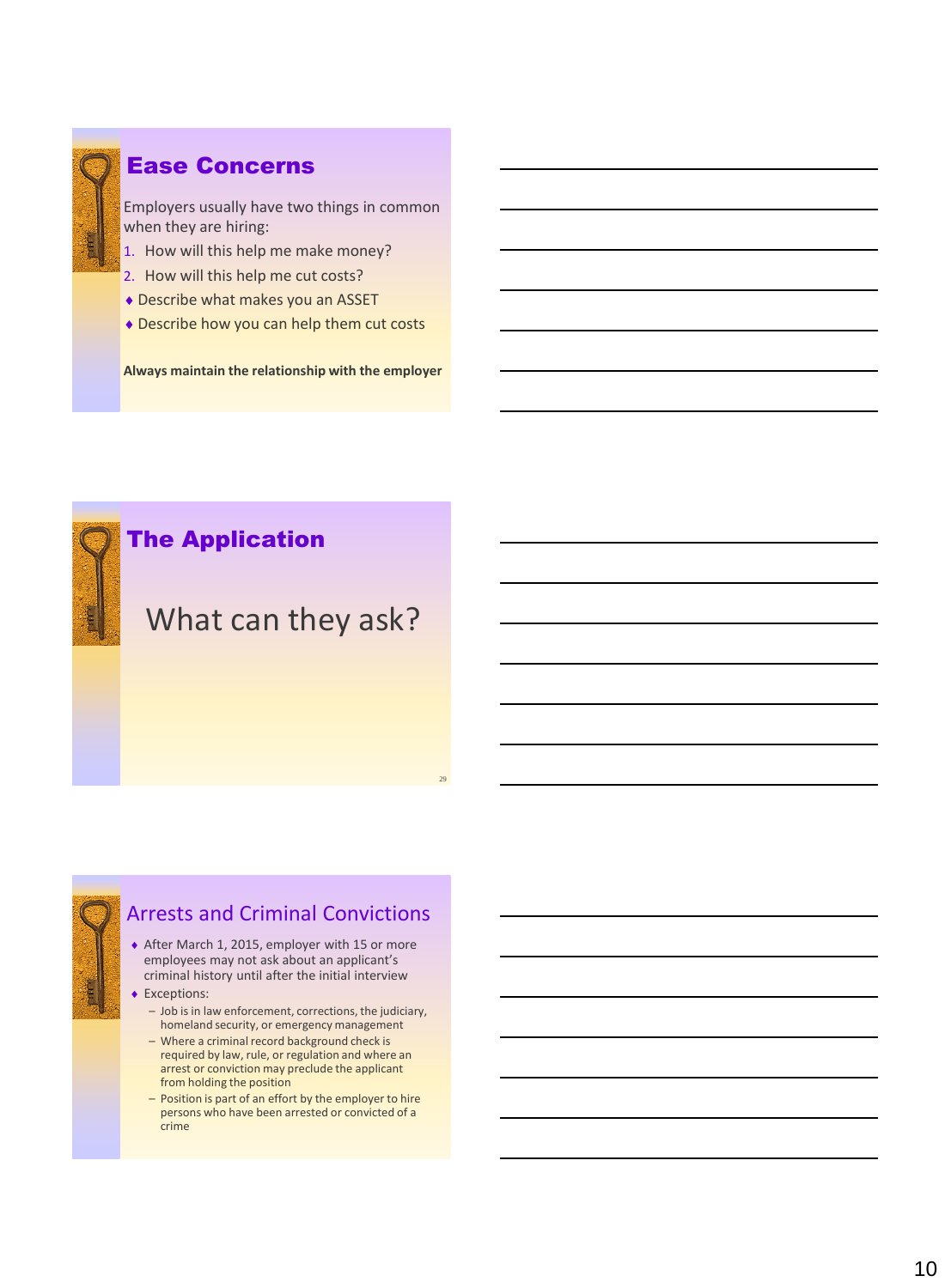## Ease Concerns

Employers usually have two things in common when they are hiring:

1. How will this help me make money?
2. How will this help me cut costs?

- Describe what makes you an ASSET
- Describe how you can help them cut costs

**Always maintain the relationship with the employer**

## The Application

What can they ask?

## Arrests and Criminal Convictions

- After March 1, 2015, employer with 15 or more employees may not ask about an applicant's criminal history until after the initial interview
- Exceptions:
  - Job is in law enforcement, corrections, the judiciary, homeland security, or emergency management
  - Where a criminal record background check is required by law, rule, or regulation and where an arrest or conviction may preclude the applicant from holding the position
  - Position is part of an effort by the employer to hire persons who have been arrested or convicted of a crime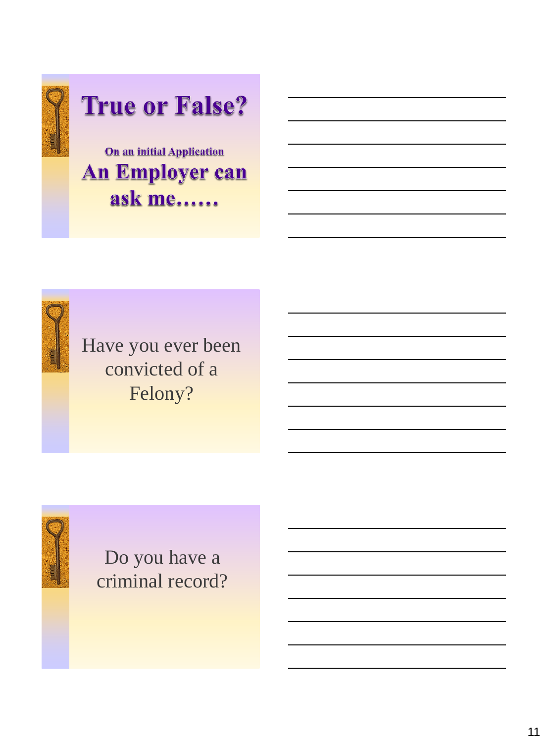# True or False?

**On an initial Application**

## An Employer can ask me……

---

Have you ever been convicted of a Felony?

---

Do you have a criminal record?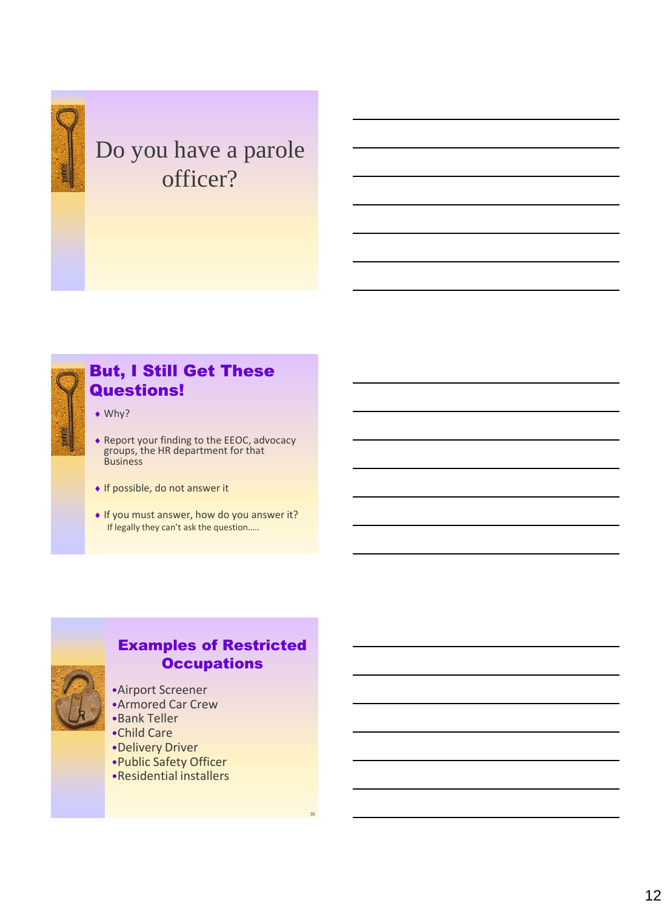## Do you have a parole officer?

## But, I Still Get These Questions!

- Why?
- Report your finding to the EEOC, advocacy groups, the HR department for that Business
- If possible, do not answer it
- If you must answer, how do you answer it?
  If legally they can't ask the question…..

## Examples of Restricted Occupations

- Airport Screener
- Armored Car Crew
- Bank Teller
- Child Care
- Delivery Driver
- Public Safety Officer
- Residential installers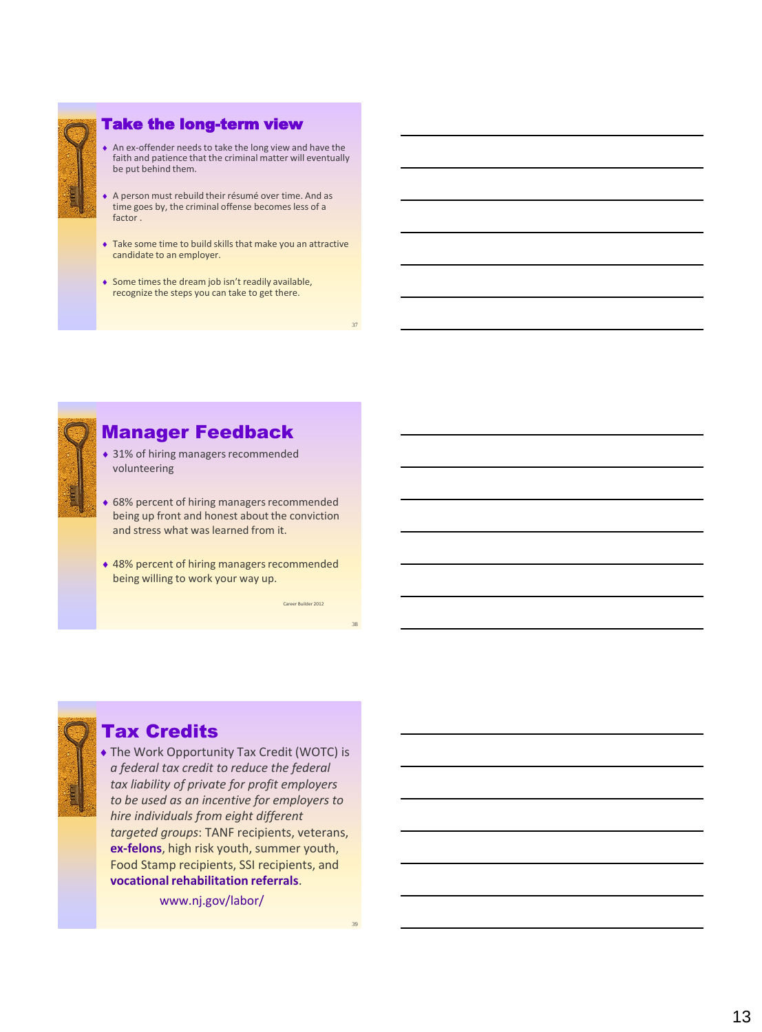## Take the long-term view

- An ex-offender needs to take the long view and have the faith and patience that the criminal matter will eventually be put behind them.
- A person must rebuild their résumé over time. And as time goes by, the criminal offense becomes less of a factor .
- Take some time to build skills that make you an attractive candidate to an employer.
- Some times the dream job isn't readily available, recognize the steps you can take to get there.

## Manager Feedback

- 31% of hiring managers recommended volunteering
- 68% percent of hiring managers recommended being up front and honest about the conviction and stress what was learned from it.
- 48% percent of hiring managers recommended being willing to work your way up.

Career Builder 2012

## Tax Credits

- The Work Opportunity Tax Credit (WOTC) is *a federal tax credit to reduce the federal tax liability of private for profit employers to be used as an incentive for employers to hire individuals from eight different targeted groups*: TANF recipients, veterans, **ex-felons**, high risk youth, summer youth, Food Stamp recipients, SSI recipients, and **vocational rehabilitation referrals**.

www.nj.gov/labor/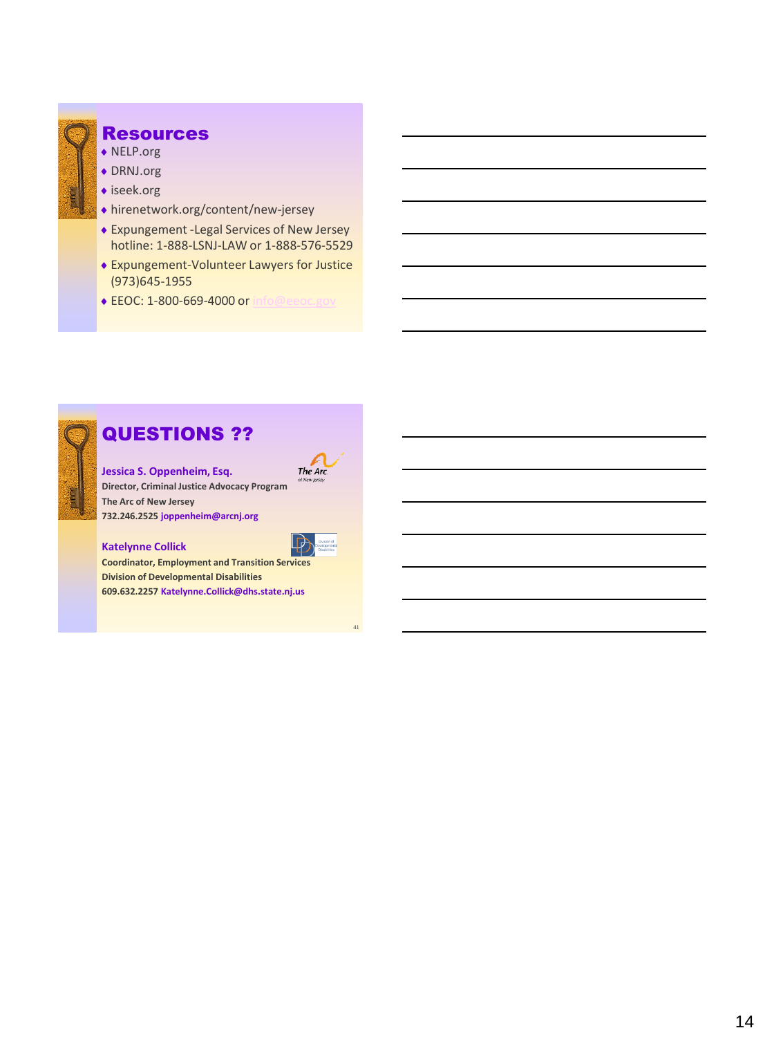## Resources

- NELP.org
- DRNJ.org
- iseek.org
- hirenetwork.org/content/new-jersey
- Expungement -Legal Services of New Jersey hotline: 1-888-LSNJ-LAW or 1-888-576-5529
- Expungement-Volunteer Lawyers for Justice (973)645-1955
- EEOC: 1-800-669-4000 or info@eeoc.gov

## QUESTIONS ??

**Jessica S. Oppenheim, Esq.**
**Director, Criminal Justice Advocacy Program**
**The Arc of New Jersey**
**732.246.2525 joppenheim@arcnj.org**

**Katelynne Collick**
**Coordinator, Employment and Transition Services**
**Division of Developmental Disabilities**
**609.632.2257 Katelynne.Collick@dhs.state.nj.us**